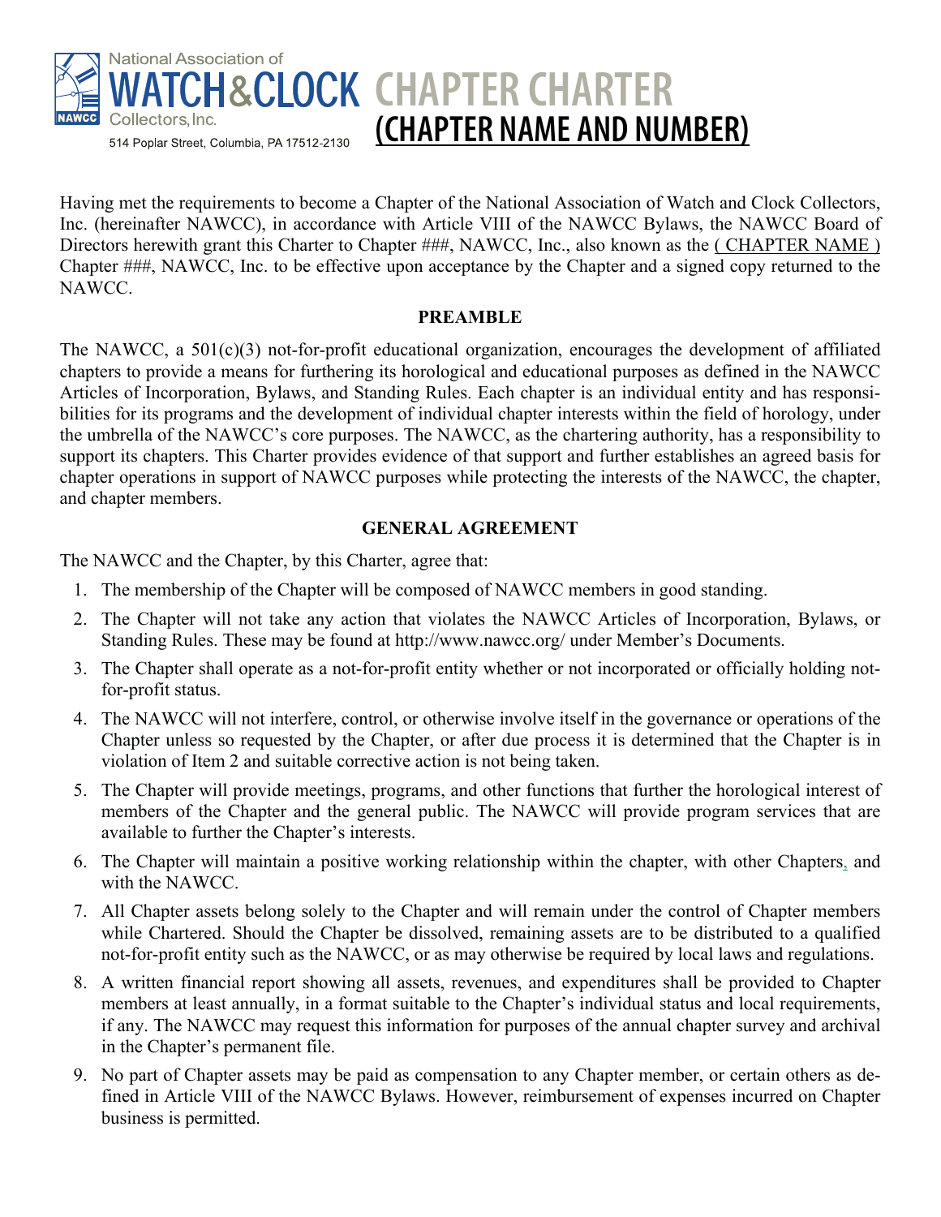National Association of
**WATCH&CLOCK** Collectors, Inc.
514 Poplar Street, Columbia, PA 17512-2130

# CHAPTER CHARTER

## (CHAPTER NAME AND NUMBER)

Having met the requirements to become a Chapter of the National Association of Watch and Clock Collectors, Inc. (hereinafter NAWCC), in accordance with Article VIII of the NAWCC Bylaws, the NAWCC Board of Directors herewith grant this Charter to Chapter ###, NAWCC, Inc., also known as the ( CHAPTER NAME ) Chapter ###, NAWCC, Inc. to be effective upon acceptance by the Chapter and a signed copy returned to the NAWCC.

**PREAMBLE**

The NAWCC, a 501(c)(3) not-for-profit educational organization, encourages the development of affiliated chapters to provide a means for furthering its horological and educational purposes as defined in the NAWCC Articles of Incorporation, Bylaws, and Standing Rules. Each chapter is an individual entity and has responsibilities for its programs and the development of individual chapter interests within the field of horology, under the umbrella of the NAWCC's core purposes. The NAWCC, as the chartering authority, has a responsibility to support its chapters. This Charter provides evidence of that support and further establishes an agreed basis for chapter operations in support of NAWCC purposes while protecting the interests of the NAWCC, the chapter, and chapter members.

**GENERAL AGREEMENT**

The NAWCC and the Chapter, by this Charter, agree that:

1. The membership of the Chapter will be composed of NAWCC members in good standing.
2. The Chapter will not take any action that violates the NAWCC Articles of Incorporation, Bylaws, or Standing Rules. These may be found at http://www.nawcc.org/ under Member's Documents.
3. The Chapter shall operate as a not-for-profit entity whether or not incorporated or officially holding not-for-profit status.
4. The NAWCC will not interfere, control, or otherwise involve itself in the governance or operations of the Chapter unless so requested by the Chapter, or after due process it is determined that the Chapter is in violation of Item 2 and suitable corrective action is not being taken.
5. The Chapter will provide meetings, programs, and other functions that further the horological interest of members of the Chapter and the general public. The NAWCC will provide program services that are available to further the Chapter's interests.
6. The Chapter will maintain a positive working relationship within the chapter, with other Chapters, and with the NAWCC.
7. All Chapter assets belong solely to the Chapter and will remain under the control of Chapter members while Chartered. Should the Chapter be dissolved, remaining assets are to be distributed to a qualified not-for-profit entity such as the NAWCC, or as may otherwise be required by local laws and regulations.
8. A written financial report showing all assets, revenues, and expenditures shall be provided to Chapter members at least annually, in a format suitable to the Chapter's individual status and local requirements, if any. The NAWCC may request this information for purposes of the annual chapter survey and archival in the Chapter's permanent file.
9. No part of Chapter assets may be paid as compensation to any Chapter member, or certain others as defined in Article VIII of the NAWCC Bylaws. However, reimbursement of expenses incurred on Chapter business is permitted.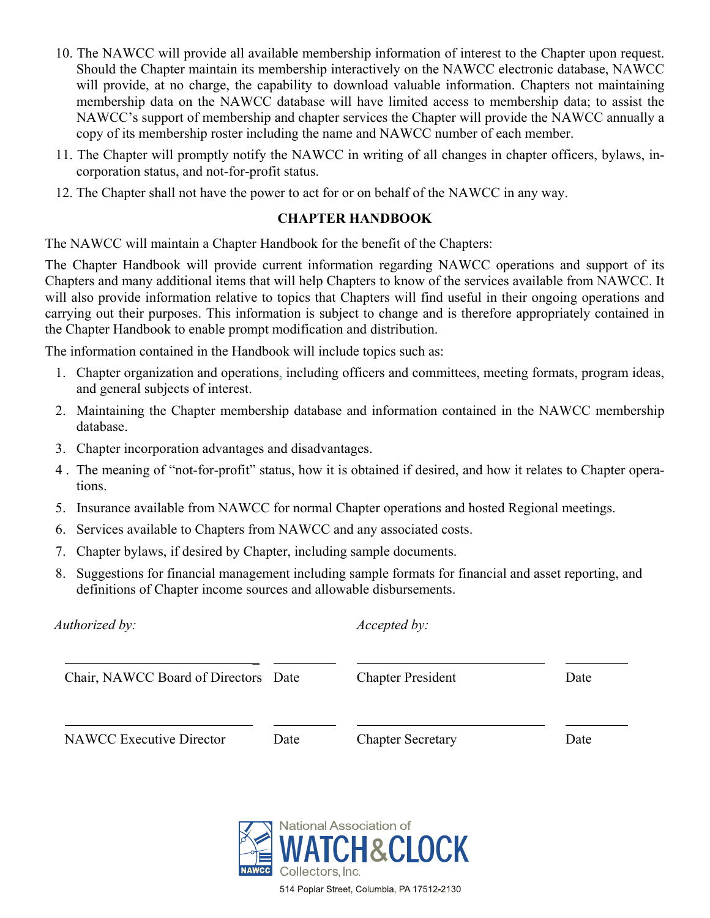10. The NAWCC will provide all available membership information of interest to the Chapter upon request. Should the Chapter maintain its membership interactively on the NAWCC electronic database, NAWCC will provide, at no charge, the capability to download valuable information. Chapters not maintaining membership data on the NAWCC database will have limited access to membership data; to assist the NAWCC's support of membership and chapter services the Chapter will provide the NAWCC annually a copy of its membership roster including the name and NAWCC number of each member.
11. The Chapter will promptly notify the NAWCC in writing of all changes in chapter officers, bylaws, incorporation status, and not-for-profit status.
12. The Chapter shall not have the power to act for or on behalf of the NAWCC in any way.

## CHAPTER HANDBOOK

The NAWCC will maintain a Chapter Handbook for the benefit of the Chapters:

The Chapter Handbook will provide current information regarding NAWCC operations and support of its Chapters and many additional items that will help Chapters to know of the services available from NAWCC. It will also provide information relative to topics that Chapters will find useful in their ongoing operations and carrying out their purposes. This information is subject to change and is therefore appropriately contained in the Chapter Handbook to enable prompt modification and distribution.

The information contained in the Handbook will include topics such as:

1. Chapter organization and operations, including officers and committees, meeting formats, program ideas, and general subjects of interest.
2. Maintaining the Chapter membership database and information contained in the NAWCC membership database.
3. Chapter incorporation advantages and disadvantages.
4. The meaning of "not-for-profit" status, how it is obtained if desired, and how it relates to Chapter operations.
5. Insurance available from NAWCC for normal Chapter operations and hosted Regional meetings.
6. Services available to Chapters from NAWCC and any associated costs.
7. Chapter bylaws, if desired by Chapter, including sample documents.
8. Suggestions for financial management including sample formats for financial and asset reporting, and definitions of Chapter income sources and allowable disbursements.

*Authorized by:* *Accepted by:*

| | | | |
|---|---|---|---|
| Chair, NAWCC Board of Directors | Date | Chapter President | Date |
| NAWCC Executive Director | Date | Chapter Secretary | Date |

National Association of WATCH & CLOCK Collectors, Inc.

514 Poplar Street, Columbia, PA 17512-2130